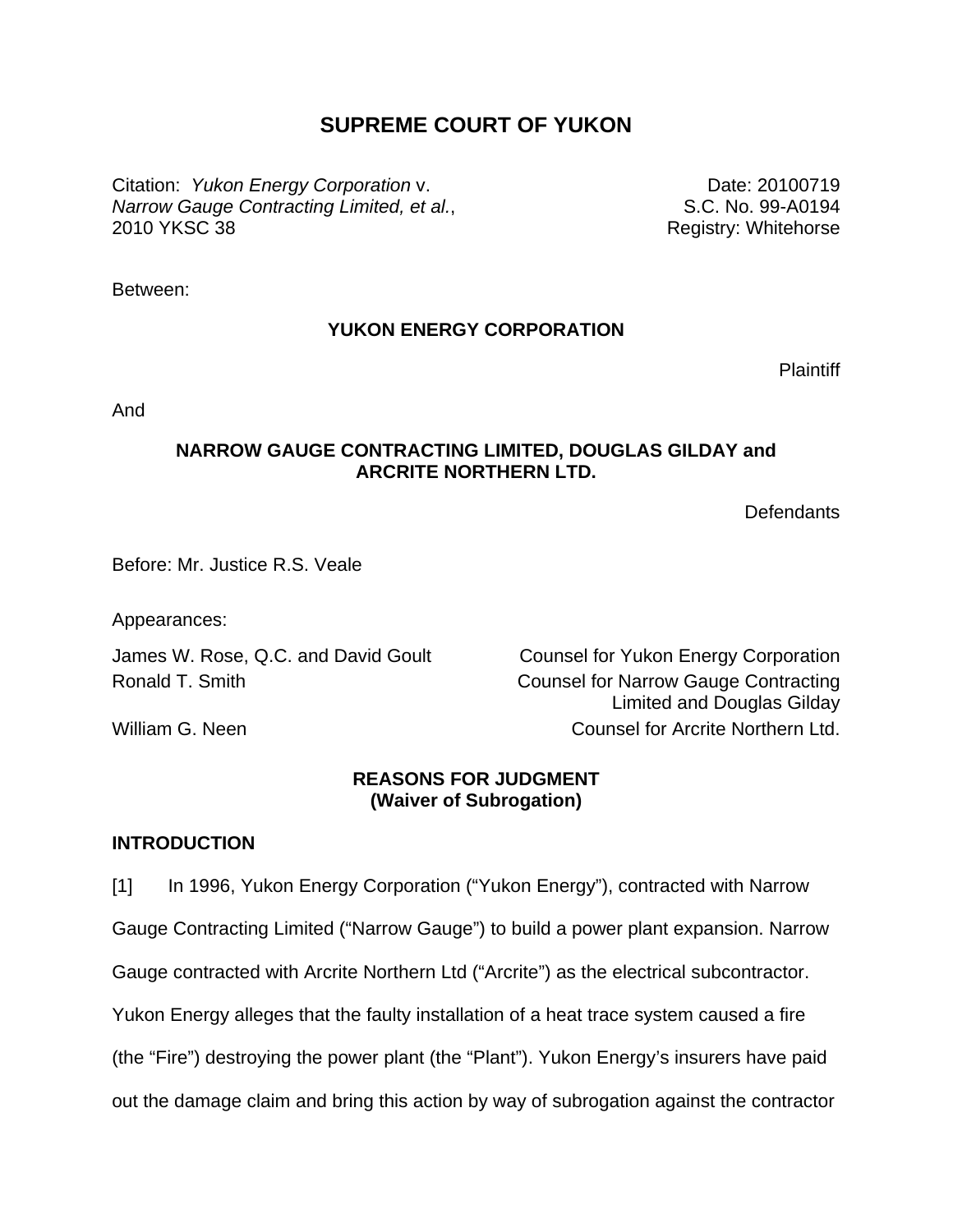# SUPREME COURT OF YUKON

Citation: *Yukon Energy Corporation* v. *Narrow Gauge Contracting Limited, et al.*, 2010 YKSC 38

Date: 20100719
S.C. No. 99-A0194
Registry: Whitehorse

Between:

**YUKON ENERGY CORPORATION**

Plaintiff

And

**NARROW GAUGE CONTRACTING LIMITED, DOUGLAS GILDAY and ARCRITE NORTHERN LTD.**

Defendants

Before: Mr. Justice R.S. Veale

Appearances:

| | |
|---|---|
| James W. Rose, Q.C. and David Goult | Counsel for Yukon Energy Corporation |
| Ronald T. Smith | Counsel for Narrow Gauge Contracting Limited and Douglas Gilday |
| William G. Neen | Counsel for Arcrite Northern Ltd. |

**REASONS FOR JUDGMENT**
**(Waiver of Subrogation)**

## INTRODUCTION

[1] In 1996, Yukon Energy Corporation ("Yukon Energy"), contracted with Narrow Gauge Contracting Limited ("Narrow Gauge") to build a power plant expansion. Narrow Gauge contracted with Arcrite Northern Ltd ("Arcrite") as the electrical subcontractor. Yukon Energy alleges that the faulty installation of a heat trace system caused a fire (the "Fire") destroying the power plant (the "Plant"). Yukon Energy's insurers have paid out the damage claim and bring this action by way of subrogation against the contractor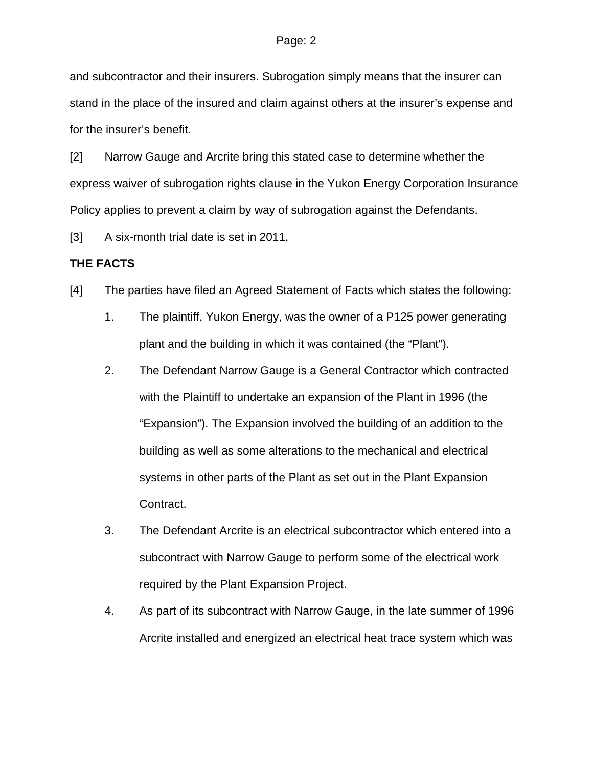and subcontractor and their insurers. Subrogation simply means that the insurer can stand in the place of the insured and claim against others at the insurer's expense and for the insurer's benefit.

[2] Narrow Gauge and Arcrite bring this stated case to determine whether the express waiver of subrogation rights clause in the Yukon Energy Corporation Insurance Policy applies to prevent a claim by way of subrogation against the Defendants.

[3] A six-month trial date is set in 2011.

**THE FACTS**

[4] The parties have filed an Agreed Statement of Facts which states the following:

1. The plaintiff, Yukon Energy, was the owner of a P125 power generating plant and the building in which it was contained (the "Plant").
2. The Defendant Narrow Gauge is a General Contractor which contracted with the Plaintiff to undertake an expansion of the Plant in 1996 (the "Expansion"). The Expansion involved the building of an addition to the building as well as some alterations to the mechanical and electrical systems in other parts of the Plant as set out in the Plant Expansion Contract.
3. The Defendant Arcrite is an electrical subcontractor which entered into a subcontract with Narrow Gauge to perform some of the electrical work required by the Plant Expansion Project.
4. As part of its subcontract with Narrow Gauge, in the late summer of 1996 Arcrite installed and energized an electrical heat trace system which was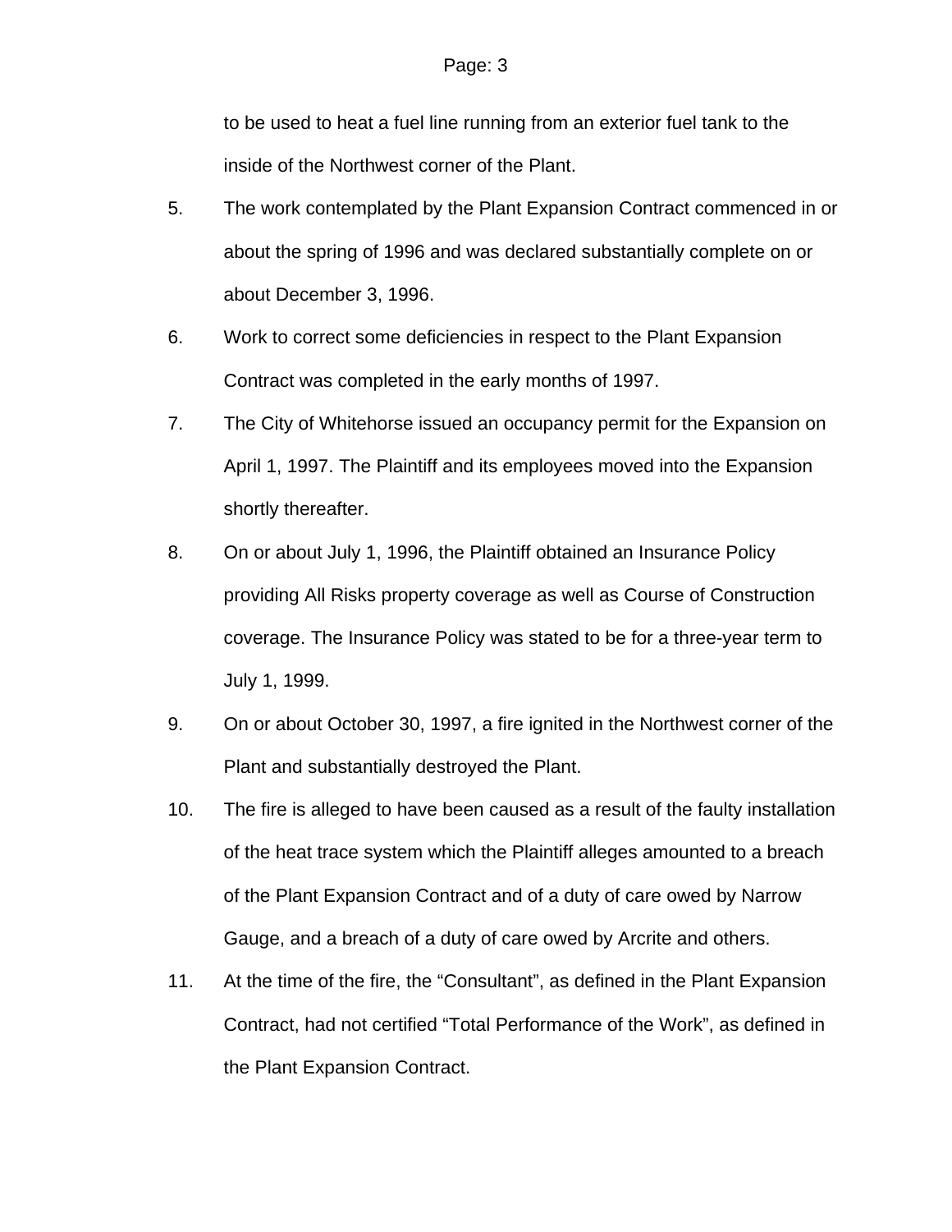to be used to heat a fuel line running from an exterior fuel tank to the inside of the Northwest corner of the Plant.

5. The work contemplated by the Plant Expansion Contract commenced in or about the spring of 1996 and was declared substantially complete on or about December 3, 1996.

6. Work to correct some deficiencies in respect to the Plant Expansion Contract was completed in the early months of 1997.

7. The City of Whitehorse issued an occupancy permit for the Expansion on April 1, 1997. The Plaintiff and its employees moved into the Expansion shortly thereafter.

8. On or about July 1, 1996, the Plaintiff obtained an Insurance Policy providing All Risks property coverage as well as Course of Construction coverage. The Insurance Policy was stated to be for a three-year term to July 1, 1999.

9. On or about October 30, 1997, a fire ignited in the Northwest corner of the Plant and substantially destroyed the Plant.

10. The fire is alleged to have been caused as a result of the faulty installation of the heat trace system which the Plaintiff alleges amounted to a breach of the Plant Expansion Contract and of a duty of care owed by Narrow Gauge, and a breach of a duty of care owed by Arcrite and others.

11. At the time of the fire, the “Consultant”, as defined in the Plant Expansion Contract, had not certified “Total Performance of the Work”, as defined in the Plant Expansion Contract.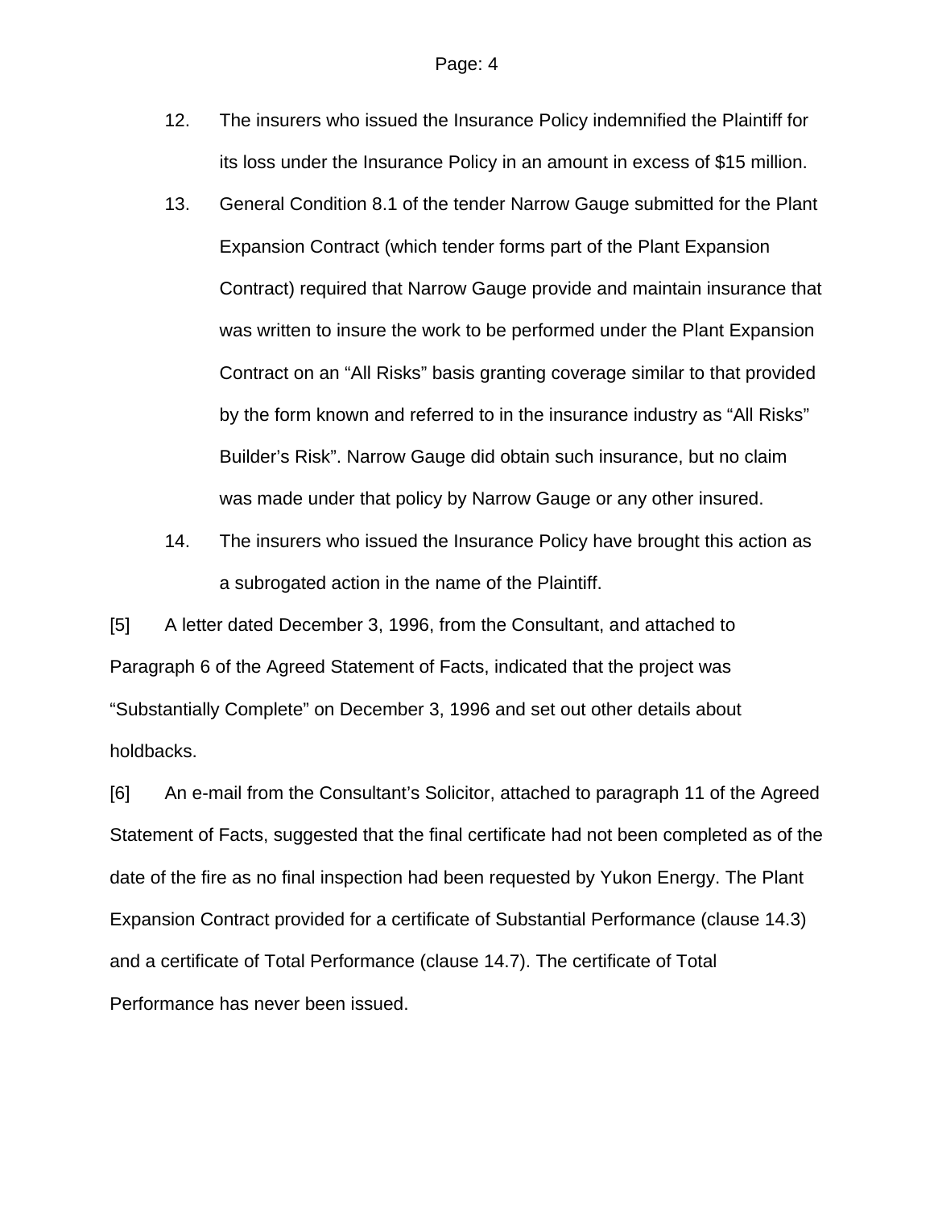12. The insurers who issued the Insurance Policy indemnified the Plaintiff for its loss under the Insurance Policy in an amount in excess of $15 million.

13. General Condition 8.1 of the tender Narrow Gauge submitted for the Plant Expansion Contract (which tender forms part of the Plant Expansion Contract) required that Narrow Gauge provide and maintain insurance that was written to insure the work to be performed under the Plant Expansion Contract on an “All Risks” basis granting coverage similar to that provided by the form known and referred to in the insurance industry as “All Risks” Builder’s Risk”. Narrow Gauge did obtain such insurance, but no claim was made under that policy by Narrow Gauge or any other insured.

14. The insurers who issued the Insurance Policy have brought this action as a subrogated action in the name of the Plaintiff.

[5] A letter dated December 3, 1996, from the Consultant, and attached to Paragraph 6 of the Agreed Statement of Facts, indicated that the project was “Substantially Complete” on December 3, 1996 and set out other details about holdbacks.

[6] An e-mail from the Consultant’s Solicitor, attached to paragraph 11 of the Agreed Statement of Facts, suggested that the final certificate had not been completed as of the date of the fire as no final inspection had been requested by Yukon Energy. The Plant Expansion Contract provided for a certificate of Substantial Performance (clause 14.3) and a certificate of Total Performance (clause 14.7). The certificate of Total Performance has never been issued.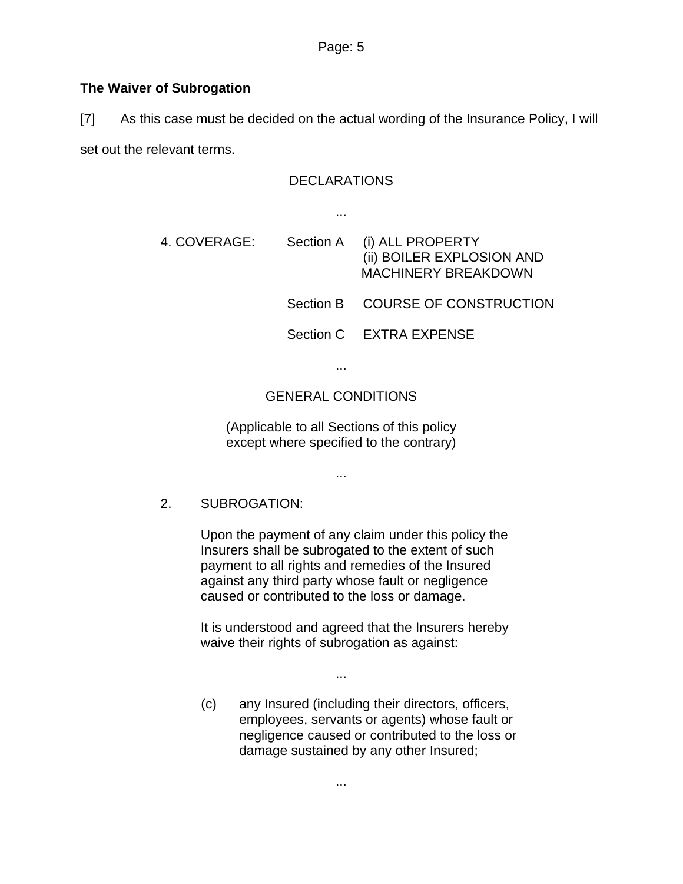## The Waiver of Subrogation

[7] As this case must be decided on the actual wording of the Insurance Policy, I will set out the relevant terms.

> DECLARATIONS
>
> ...
>
> 4. COVERAGE: Section A (i) ALL PROPERTY
> (ii) BOILER EXPLOSION AND MACHINERY BREAKDOWN
>
> Section B COURSE OF CONSTRUCTION
>
> Section C EXTRA EXPENSE
>
> ...
>
> GENERAL CONDITIONS
>
> (Applicable to all Sections of this policy except where specified to the contrary)
>
> ...
>
> 2. SUBROGATION:
>
> Upon the payment of any claim under this policy the Insurers shall be subrogated to the extent of such payment to all rights and remedies of the Insured against any third party whose fault or negligence caused or contributed to the loss or damage.
>
> It is understood and agreed that the Insurers hereby waive their rights of subrogation as against:
>
> ...
>
> (c) any Insured (including their directors, officers, employees, servants or agents) whose fault or negligence caused or contributed to the loss or damage sustained by any other Insured;
>
> ...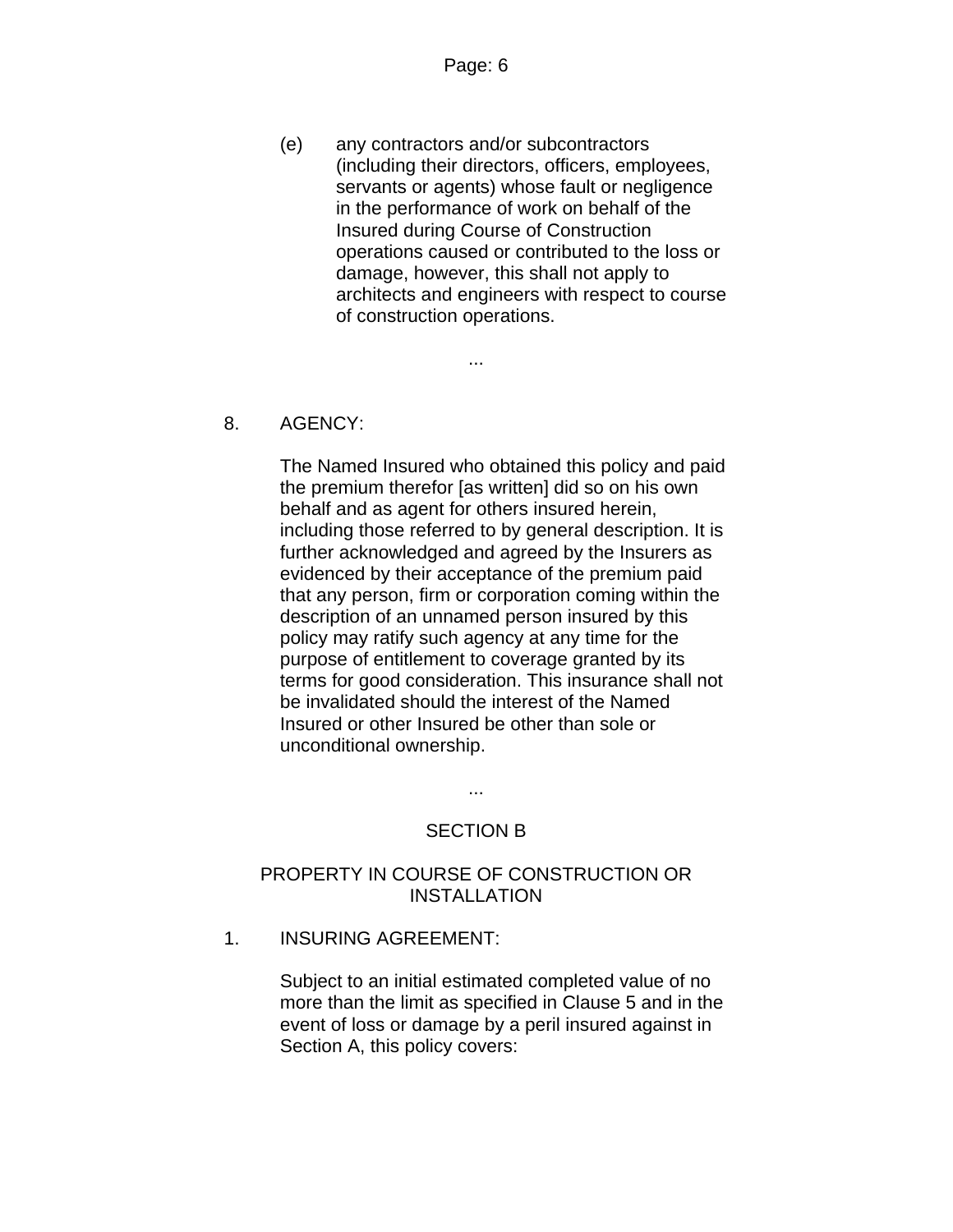(e) any contractors and/or subcontractors (including their directors, officers, employees, servants or agents) whose fault or negligence in the performance of work on behalf of the Insured during Course of Construction operations caused or contributed to the loss or damage, however, this shall not apply to architects and engineers with respect to course of construction operations.

...

8. AGENCY:

The Named Insured who obtained this policy and paid the premium therefor [as written] did so on his own behalf and as agent for others insured herein, including those referred to by general description. It is further acknowledged and agreed by the Insurers as evidenced by their acceptance of the premium paid that any person, firm or corporation coming within the description of an unnamed person insured by this policy may ratify such agency at any time for the purpose of entitlement to coverage granted by its terms for good consideration. This insurance shall not be invalidated should the interest of the Named Insured or other Insured be other than sole or unconditional ownership.

...

SECTION B

PROPERTY IN COURSE OF CONSTRUCTION OR INSTALLATION

1. INSURING AGREEMENT:

Subject to an initial estimated completed value of no more than the limit as specified in Clause 5 and in the event of loss or damage by a peril insured against in Section A, this policy covers: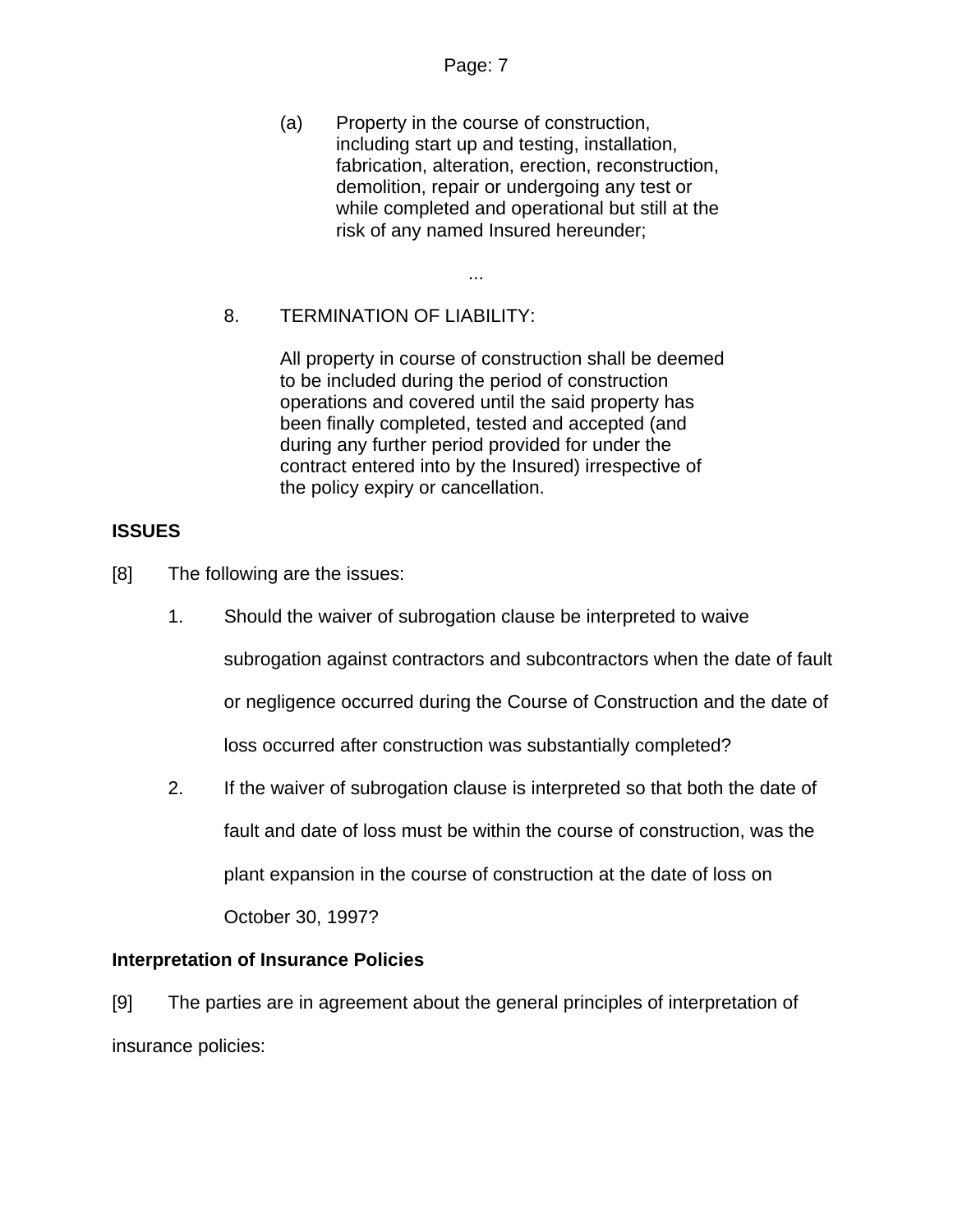> (a) Property in the course of construction, including start up and testing, installation, fabrication, alteration, erection, reconstruction, demolition, repair or undergoing any test or while completed and operational but still at the risk of any named Insured hereunder;
>
> ...
>
> 8. TERMINATION OF LIABILITY:
>
> All property in course of construction shall be deemed to be included during the period of construction operations and covered until the said property has been finally completed, tested and accepted (and during any further period provided for under the contract entered into by the Insured) irrespective of the policy expiry or cancellation.

**ISSUES**

[8] The following are the issues:

1. Should the waiver of subrogation clause be interpreted to waive subrogation against contractors and subcontractors when the date of fault or negligence occurred during the Course of Construction and the date of loss occurred after construction was substantially completed?

2. If the waiver of subrogation clause is interpreted so that both the date of fault and date of loss must be within the course of construction, was the plant expansion in the course of construction at the date of loss on October 30, 1997?

**Interpretation of Insurance Policies**

[9] The parties are in agreement about the general principles of interpretation of insurance policies: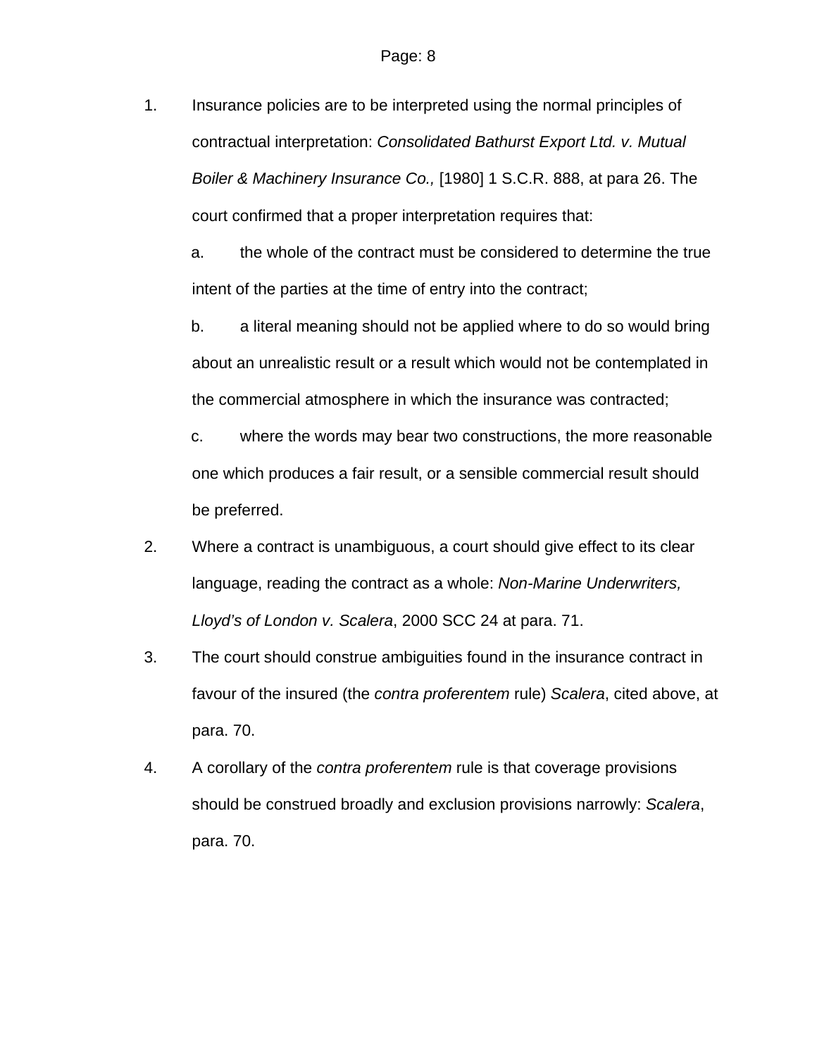1. Insurance policies are to be interpreted using the normal principles of contractual interpretation: *Consolidated Bathurst Export Ltd. v. Mutual Boiler & Machinery Insurance Co.,* [1980] 1 S.C.R. 888, at para 26. The court confirmed that a proper interpretation requires that:

   a. the whole of the contract must be considered to determine the true intent of the parties at the time of entry into the contract;

   b. a literal meaning should not be applied where to do so would bring about an unrealistic result or a result which would not be contemplated in the commercial atmosphere in which the insurance was contracted;

   c. where the words may bear two constructions, the more reasonable one which produces a fair result, or a sensible commercial result should be preferred.

2. Where a contract is unambiguous, a court should give effect to its clear language, reading the contract as a whole: *Non-Marine Underwriters, Lloyd's of London v. Scalera*, 2000 SCC 24 at para. 71.

3. The court should construe ambiguities found in the insurance contract in favour of the insured (the *contra proferentem* rule) *Scalera*, cited above, at para. 70.

4. A corollary of the *contra proferentem* rule is that coverage provisions should be construed broadly and exclusion provisions narrowly: *Scalera*, para. 70.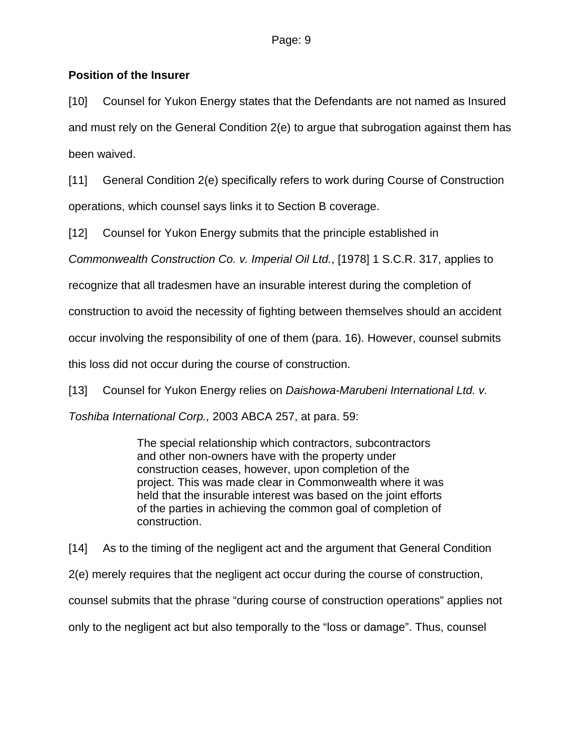**Position of the Insurer**

[10] Counsel for Yukon Energy states that the Defendants are not named as Insured and must rely on the General Condition 2(e) to argue that subrogation against them has been waived.

[11] General Condition 2(e) specifically refers to work during Course of Construction operations, which counsel says links it to Section B coverage.

[12] Counsel for Yukon Energy submits that the principle established in *Commonwealth Construction Co. v. Imperial Oil Ltd.*, [1978] 1 S.C.R. 317, applies to recognize that all tradesmen have an insurable interest during the completion of construction to avoid the necessity of fighting between themselves should an accident occur involving the responsibility of one of them (para. 16). However, counsel submits this loss did not occur during the course of construction.

[13] Counsel for Yukon Energy relies on *Daishowa-Marubeni International Ltd. v. Toshiba International Corp.,* 2003 ABCA 257, at para. 59:

> The special relationship which contractors, subcontractors and other non-owners have with the property under construction ceases, however, upon completion of the project. This was made clear in Commonwealth where it was held that the insurable interest was based on the joint efforts of the parties in achieving the common goal of completion of construction.

[14] As to the timing of the negligent act and the argument that General Condition 2(e) merely requires that the negligent act occur during the course of construction, counsel submits that the phrase "during course of construction operations" applies not only to the negligent act but also temporally to the "loss or damage". Thus, counsel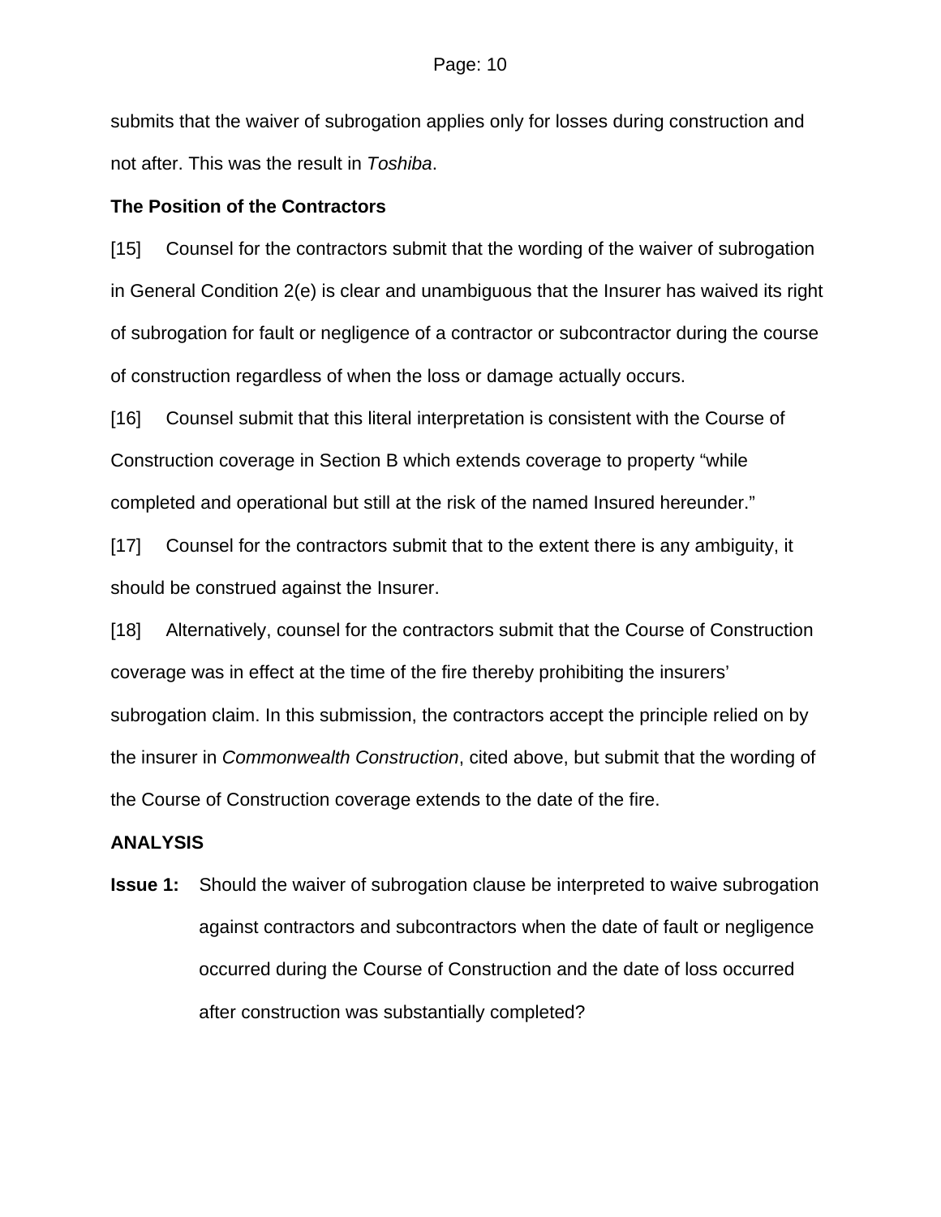submits that the waiver of subrogation applies only for losses during construction and not after. This was the result in *Toshiba*.

**The Position of the Contractors**

[15] Counsel for the contractors submit that the wording of the waiver of subrogation in General Condition 2(e) is clear and unambiguous that the Insurer has waived its right of subrogation for fault or negligence of a contractor or subcontractor during the course of construction regardless of when the loss or damage actually occurs.

[16] Counsel submit that this literal interpretation is consistent with the Course of Construction coverage in Section B which extends coverage to property "while completed and operational but still at the risk of the named Insured hereunder."

[17] Counsel for the contractors submit that to the extent there is any ambiguity, it should be construed against the Insurer.

[18] Alternatively, counsel for the contractors submit that the Course of Construction coverage was in effect at the time of the fire thereby prohibiting the insurers' subrogation claim. In this submission, the contractors accept the principle relied on by the insurer in *Commonwealth Construction*, cited above, but submit that the wording of the Course of Construction coverage extends to the date of the fire.

**ANALYSIS**

**Issue 1:** Should the waiver of subrogation clause be interpreted to waive subrogation against contractors and subcontractors when the date of fault or negligence occurred during the Course of Construction and the date of loss occurred after construction was substantially completed?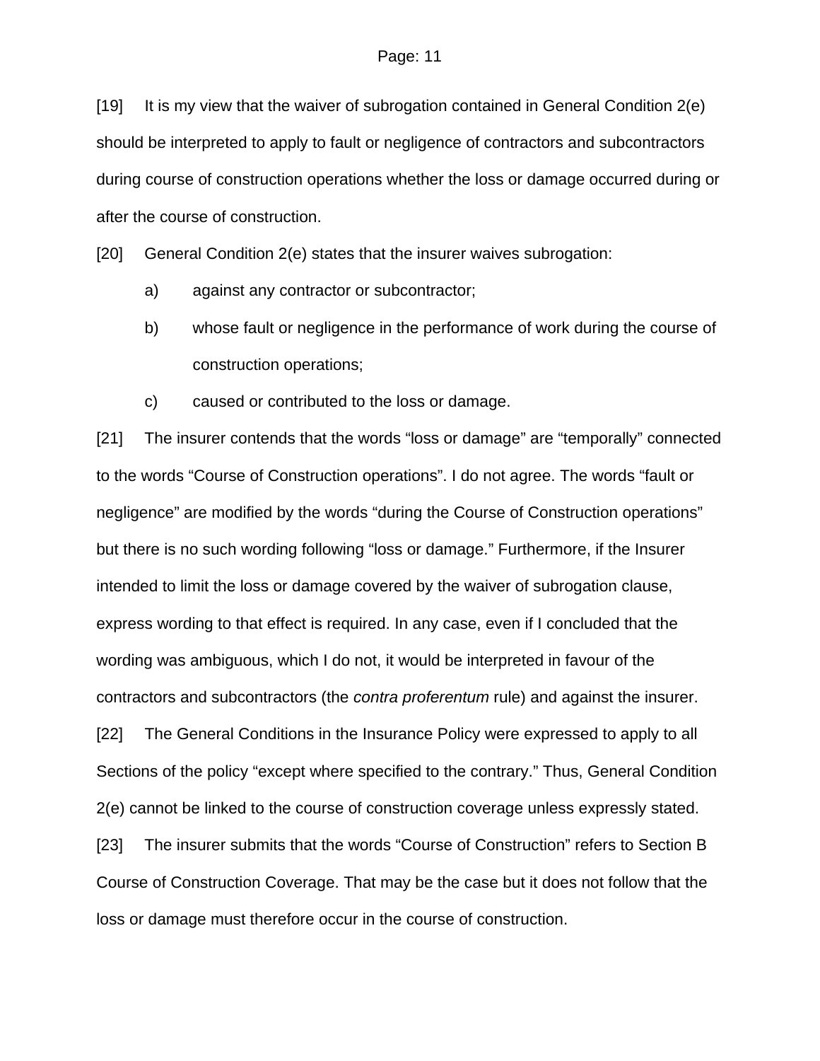[19] It is my view that the waiver of subrogation contained in General Condition 2(e) should be interpreted to apply to fault or negligence of contractors and subcontractors during course of construction operations whether the loss or damage occurred during or after the course of construction.

[20] General Condition 2(e) states that the insurer waives subrogation:

a) against any contractor or subcontractor;

b) whose fault or negligence in the performance of work during the course of construction operations;

c) caused or contributed to the loss or damage.

[21] The insurer contends that the words "loss or damage" are "temporally" connected to the words "Course of Construction operations". I do not agree. The words "fault or negligence" are modified by the words "during the Course of Construction operations" but there is no such wording following "loss or damage." Furthermore, if the Insurer intended to limit the loss or damage covered by the waiver of subrogation clause, express wording to that effect is required. In any case, even if I concluded that the wording was ambiguous, which I do not, it would be interpreted in favour of the contractors and subcontractors (the *contra proferentum* rule) and against the insurer.

[22] The General Conditions in the Insurance Policy were expressed to apply to all Sections of the policy "except where specified to the contrary." Thus, General Condition 2(e) cannot be linked to the course of construction coverage unless expressly stated.

[23] The insurer submits that the words "Course of Construction" refers to Section B Course of Construction Coverage. That may be the case but it does not follow that the loss or damage must therefore occur in the course of construction.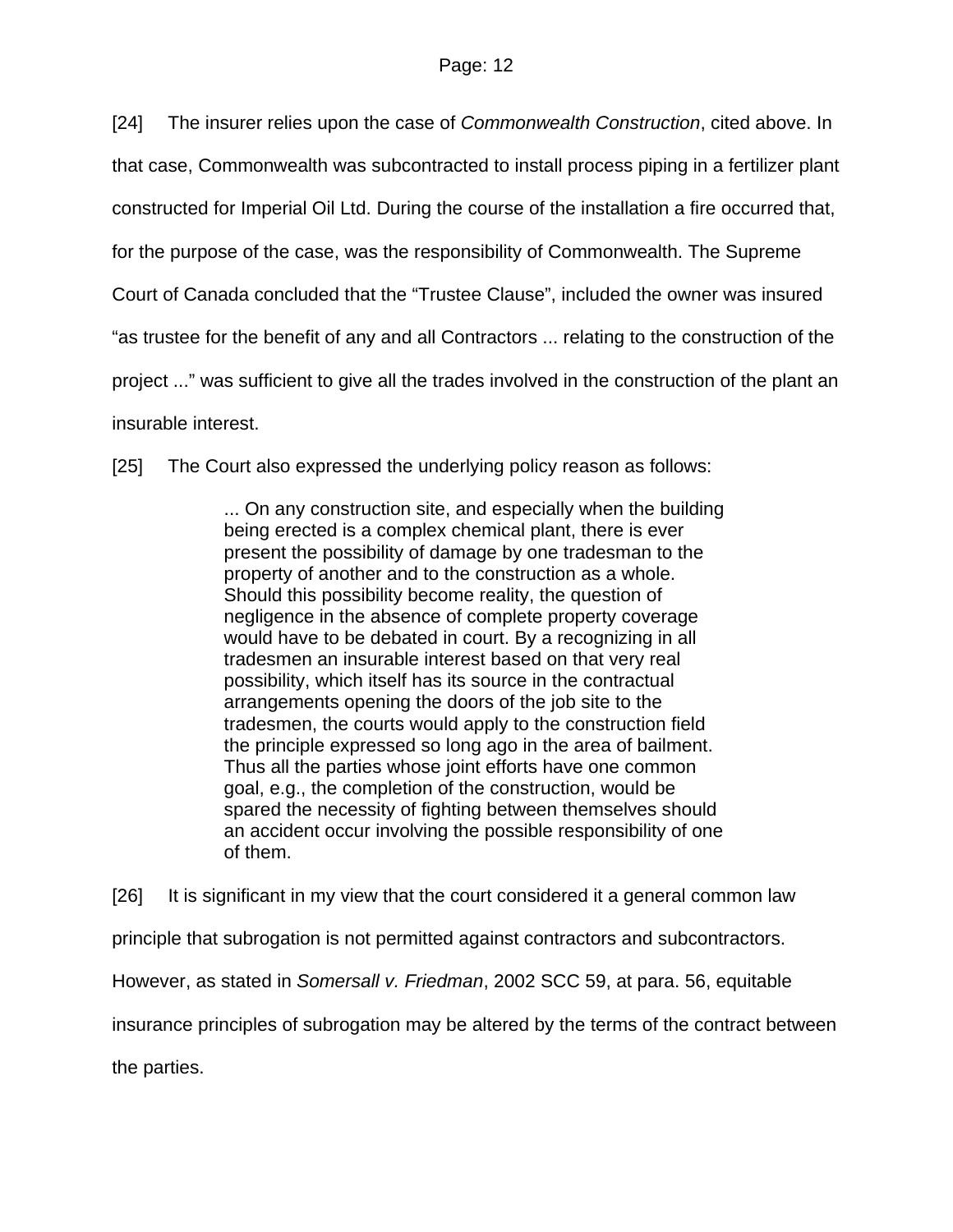[24] The insurer relies upon the case of *Commonwealth Construction*, cited above. In that case, Commonwealth was subcontracted to install process piping in a fertilizer plant constructed for Imperial Oil Ltd. During the course of the installation a fire occurred that, for the purpose of the case, was the responsibility of Commonwealth. The Supreme Court of Canada concluded that the "Trustee Clause", included the owner was insured "as trustee for the benefit of any and all Contractors ... relating to the construction of the project ..." was sufficient to give all the trades involved in the construction of the plant an insurable interest.

[25] The Court also expressed the underlying policy reason as follows:

> ... On any construction site, and especially when the building being erected is a complex chemical plant, there is ever present the possibility of damage by one tradesman to the property of another and to the construction as a whole. Should this possibility become reality, the question of negligence in the absence of complete property coverage would have to be debated in court. By a recognizing in all tradesmen an insurable interest based on that very real possibility, which itself has its source in the contractual arrangements opening the doors of the job site to the tradesmen, the courts would apply to the construction field the principle expressed so long ago in the area of bailment. Thus all the parties whose joint efforts have one common goal, e.g., the completion of the construction, would be spared the necessity of fighting between themselves should an accident occur involving the possible responsibility of one of them.

[26] It is significant in my view that the court considered it a general common law principle that subrogation is not permitted against contractors and subcontractors. However, as stated in *Somersall v. Friedman*, 2002 SCC 59, at para. 56, equitable insurance principles of subrogation may be altered by the terms of the contract between the parties.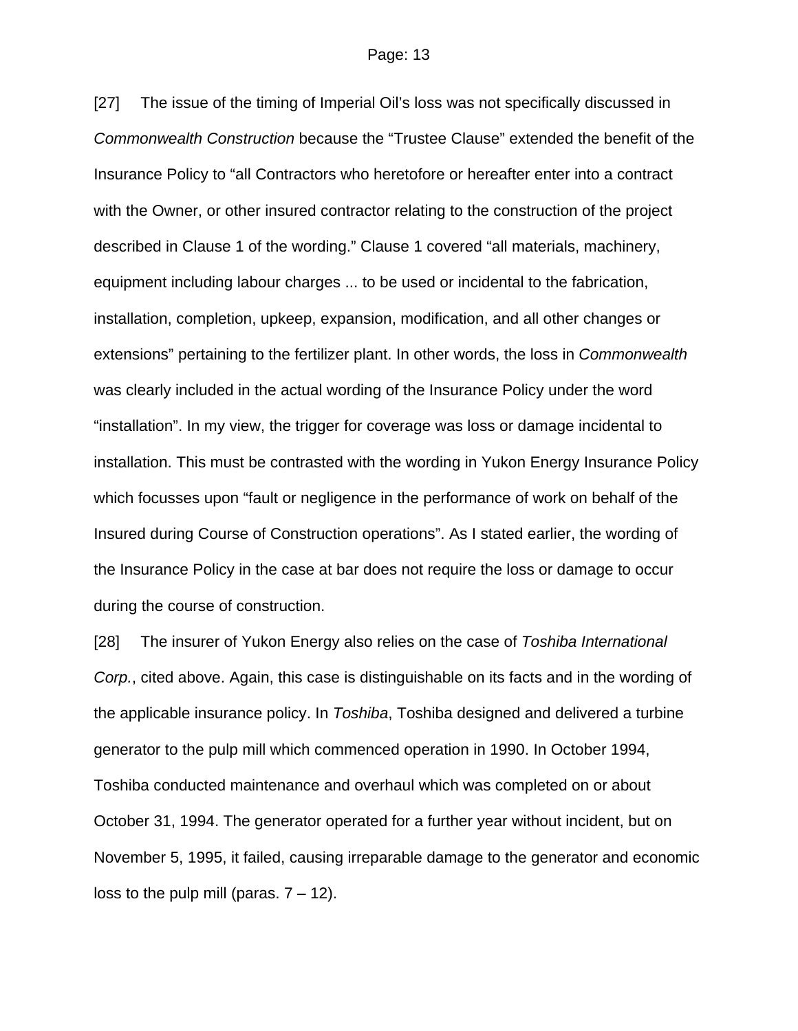[27] The issue of the timing of Imperial Oil's loss was not specifically discussed in *Commonwealth Construction* because the "Trustee Clause" extended the benefit of the Insurance Policy to "all Contractors who heretofore or hereafter enter into a contract with the Owner, or other insured contractor relating to the construction of the project described in Clause 1 of the wording." Clause 1 covered "all materials, machinery, equipment including labour charges ... to be used or incidental to the fabrication, installation, completion, upkeep, expansion, modification, and all other changes or extensions" pertaining to the fertilizer plant. In other words, the loss in *Commonwealth* was clearly included in the actual wording of the Insurance Policy under the word "installation". In my view, the trigger for coverage was loss or damage incidental to installation. This must be contrasted with the wording in Yukon Energy Insurance Policy which focusses upon "fault or negligence in the performance of work on behalf of the Insured during Course of Construction operations". As I stated earlier, the wording of the Insurance Policy in the case at bar does not require the loss or damage to occur during the course of construction.

[28] The insurer of Yukon Energy also relies on the case of *Toshiba International Corp.*, cited above. Again, this case is distinguishable on its facts and in the wording of the applicable insurance policy. In *Toshiba*, Toshiba designed and delivered a turbine generator to the pulp mill which commenced operation in 1990. In October 1994, Toshiba conducted maintenance and overhaul which was completed on or about October 31, 1994. The generator operated for a further year without incident, but on November 5, 1995, it failed, causing irreparable damage to the generator and economic loss to the pulp mill (paras. 7 – 12).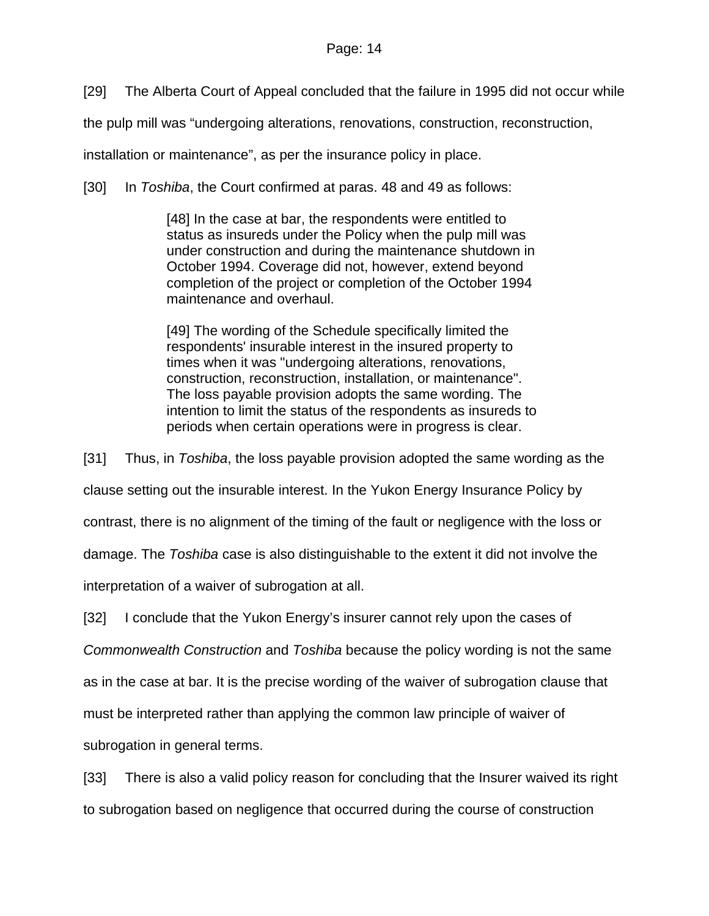[29] The Alberta Court of Appeal concluded that the failure in 1995 did not occur while the pulp mill was "undergoing alterations, renovations, construction, reconstruction, installation or maintenance", as per the insurance policy in place.

[30] In *Toshiba*, the Court confirmed at paras. 48 and 49 as follows:

> [48] In the case at bar, the respondents were entitled to status as insureds under the Policy when the pulp mill was under construction and during the maintenance shutdown in October 1994. Coverage did not, however, extend beyond completion of the project or completion of the October 1994 maintenance and overhaul.
>
> [49] The wording of the Schedule specifically limited the respondents' insurable interest in the insured property to times when it was "undergoing alterations, renovations, construction, reconstruction, installation, or maintenance". The loss payable provision adopts the same wording. The intention to limit the status of the respondents as insureds to periods when certain operations were in progress is clear.

[31] Thus, in *Toshiba*, the loss payable provision adopted the same wording as the clause setting out the insurable interest. In the Yukon Energy Insurance Policy by contrast, there is no alignment of the timing of the fault or negligence with the loss or damage. The *Toshiba* case is also distinguishable to the extent it did not involve the interpretation of a waiver of subrogation at all.

[32] I conclude that the Yukon Energy's insurer cannot rely upon the cases of *Commonwealth Construction* and *Toshiba* because the policy wording is not the same as in the case at bar. It is the precise wording of the waiver of subrogation clause that must be interpreted rather than applying the common law principle of waiver of subrogation in general terms.

[33] There is also a valid policy reason for concluding that the Insurer waived its right to subrogation based on negligence that occurred during the course of construction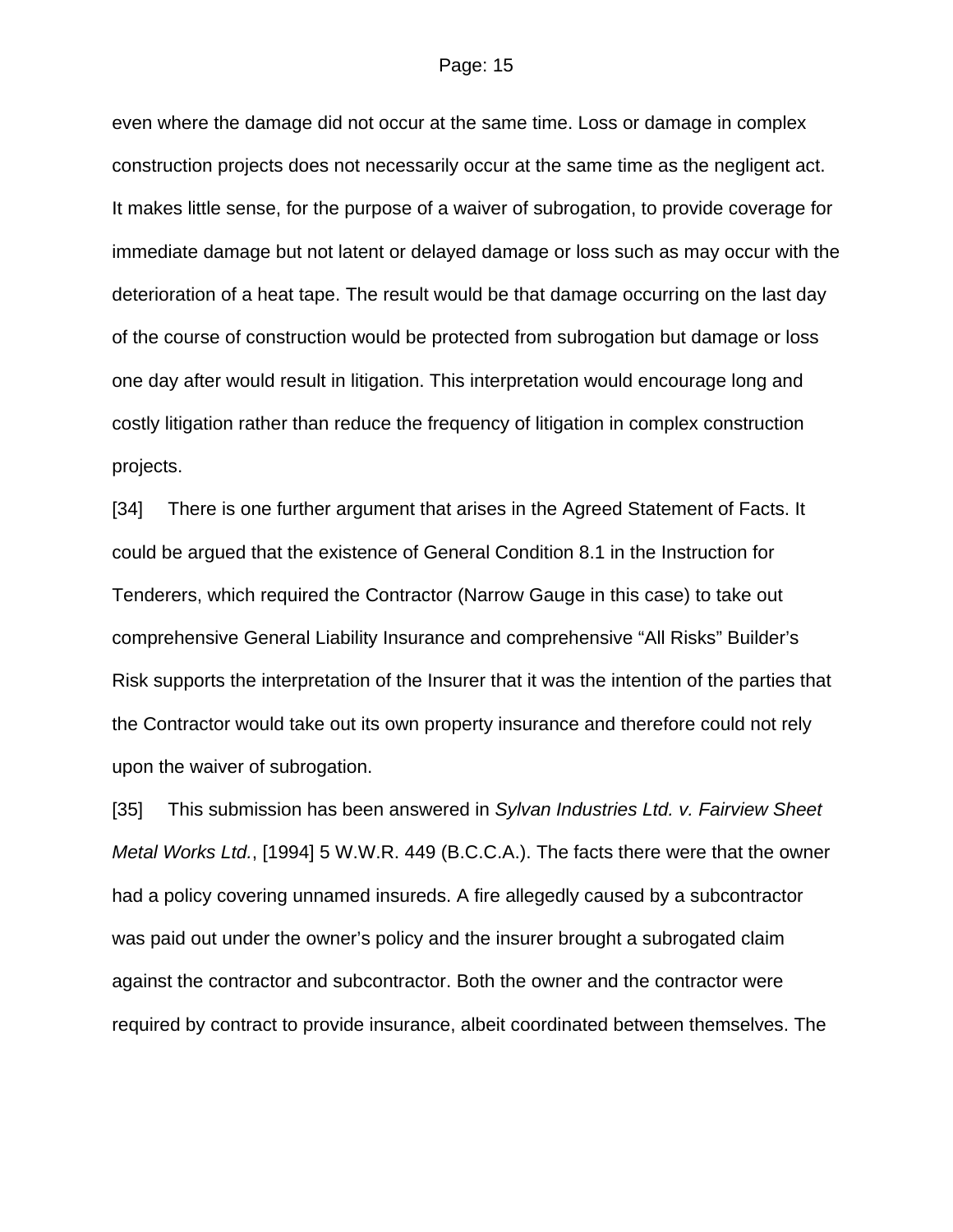even where the damage did not occur at the same time. Loss or damage in complex construction projects does not necessarily occur at the same time as the negligent act. It makes little sense, for the purpose of a waiver of subrogation, to provide coverage for immediate damage but not latent or delayed damage or loss such as may occur with the deterioration of a heat tape. The result would be that damage occurring on the last day of the course of construction would be protected from subrogation but damage or loss one day after would result in litigation. This interpretation would encourage long and costly litigation rather than reduce the frequency of litigation in complex construction projects.

[34] There is one further argument that arises in the Agreed Statement of Facts. It could be argued that the existence of General Condition 8.1 in the Instruction for Tenderers, which required the Contractor (Narrow Gauge in this case) to take out comprehensive General Liability Insurance and comprehensive "All Risks" Builder's Risk supports the interpretation of the Insurer that it was the intention of the parties that the Contractor would take out its own property insurance and therefore could not rely upon the waiver of subrogation.

[35] This submission has been answered in *Sylvan Industries Ltd. v. Fairview Sheet Metal Works Ltd.*, [1994] 5 W.W.R. 449 (B.C.C.A.). The facts there were that the owner had a policy covering unnamed insureds. A fire allegedly caused by a subcontractor was paid out under the owner's policy and the insurer brought a subrogated claim against the contractor and subcontractor. Both the owner and the contractor were required by contract to provide insurance, albeit coordinated between themselves. The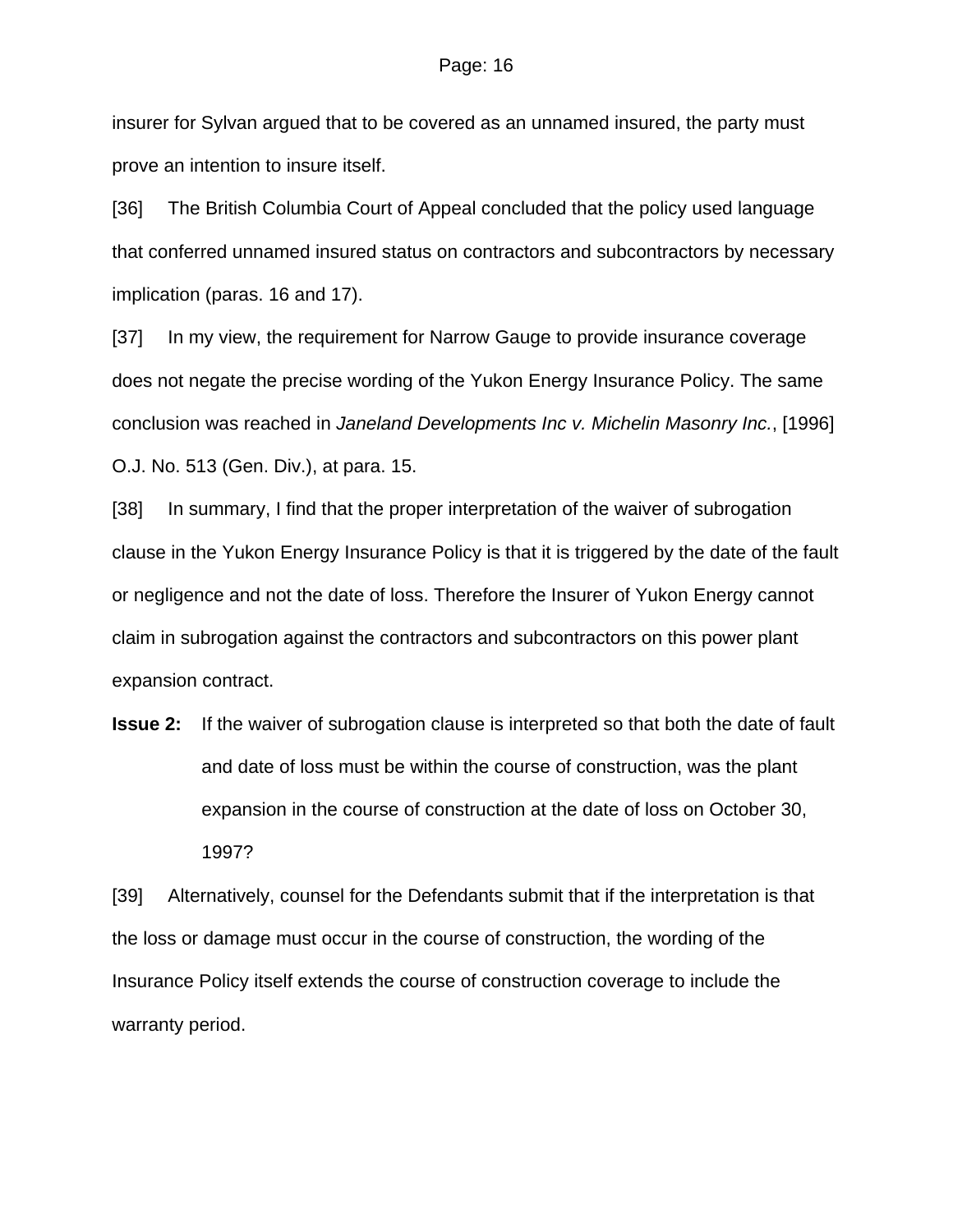insurer for Sylvan argued that to be covered as an unnamed insured, the party must prove an intention to insure itself.

[36] The British Columbia Court of Appeal concluded that the policy used language that conferred unnamed insured status on contractors and subcontractors by necessary implication (paras. 16 and 17).

[37] In my view, the requirement for Narrow Gauge to provide insurance coverage does not negate the precise wording of the Yukon Energy Insurance Policy. The same conclusion was reached in *Janeland Developments Inc v. Michelin Masonry Inc.*, [1996] O.J. No. 513 (Gen. Div.), at para. 15.

[38] In summary, I find that the proper interpretation of the waiver of subrogation clause in the Yukon Energy Insurance Policy is that it is triggered by the date of the fault or negligence and not the date of loss. Therefore the Insurer of Yukon Energy cannot claim in subrogation against the contractors and subcontractors on this power plant expansion contract.

**Issue 2:** If the waiver of subrogation clause is interpreted so that both the date of fault and date of loss must be within the course of construction, was the plant expansion in the course of construction at the date of loss on October 30, 1997?

[39] Alternatively, counsel for the Defendants submit that if the interpretation is that the loss or damage must occur in the course of construction, the wording of the Insurance Policy itself extends the course of construction coverage to include the warranty period.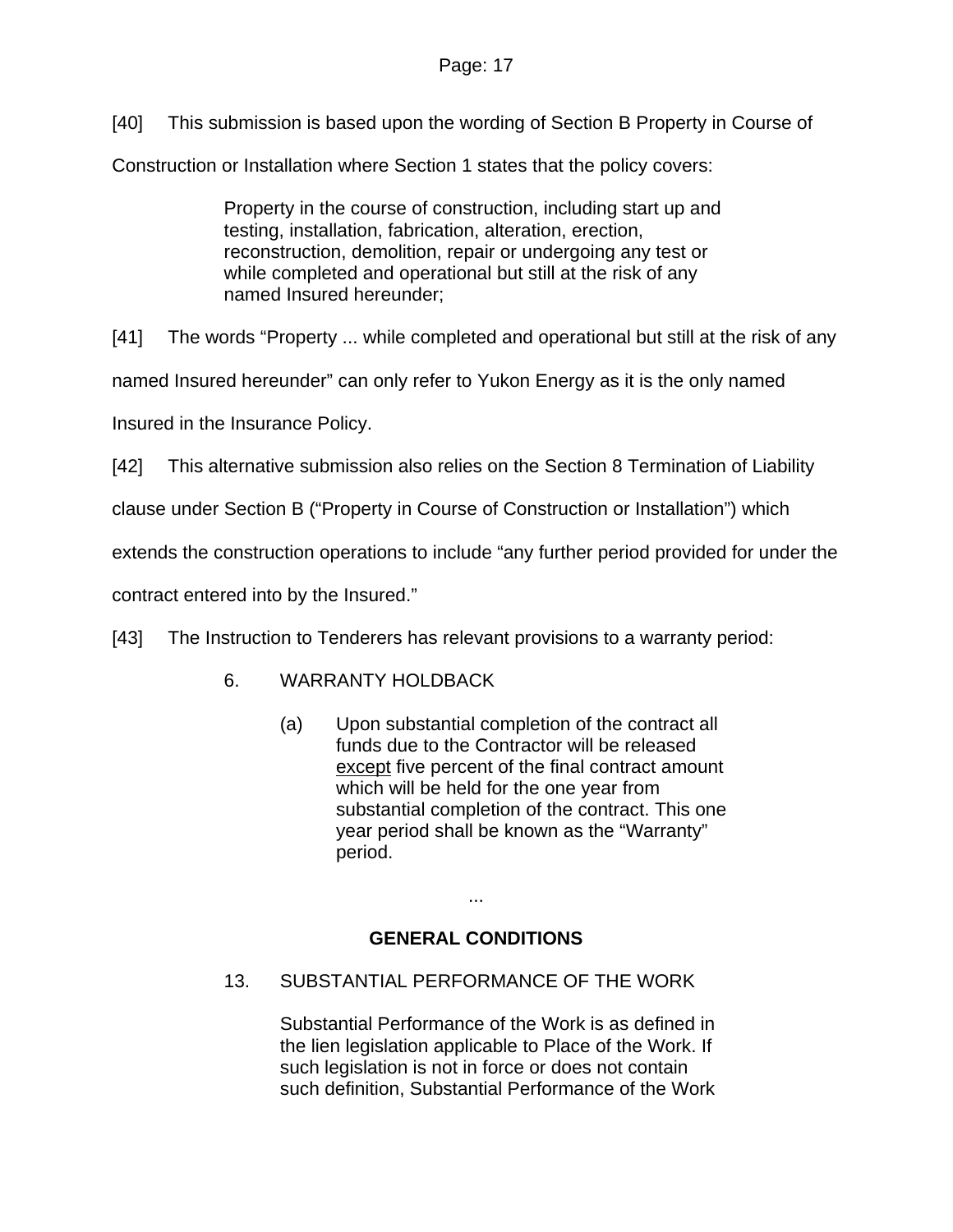[40] This submission is based upon the wording of Section B Property in Course of Construction or Installation where Section 1 states that the policy covers:

> Property in the course of construction, including start up and testing, installation, fabrication, alteration, erection, reconstruction, demolition, repair or undergoing any test or while completed and operational but still at the risk of any named Insured hereunder;

[41] The words "Property ... while completed and operational but still at the risk of any named Insured hereunder" can only refer to Yukon Energy as it is the only named Insured in the Insurance Policy.

[42] This alternative submission also relies on the Section 8 Termination of Liability clause under Section B ("Property in Course of Construction or Installation") which extends the construction operations to include "any further period provided for under the contract entered into by the Insured."

[43] The Instruction to Tenderers has relevant provisions to a warranty period:

> 6. WARRANTY HOLDBACK
>
> (a) Upon substantial completion of the contract all funds due to the Contractor will be released <u>except</u> five percent of the final contract amount which will be held for the one year from substantial completion of the contract. This one year period shall be known as the "Warranty" period.
>
> ...
>
> **GENERAL CONDITIONS**
>
> 13. SUBSTANTIAL PERFORMANCE OF THE WORK
>
> Substantial Performance of the Work is as defined in the lien legislation applicable to Place of the Work. If such legislation is not in force or does not contain such definition, Substantial Performance of the Work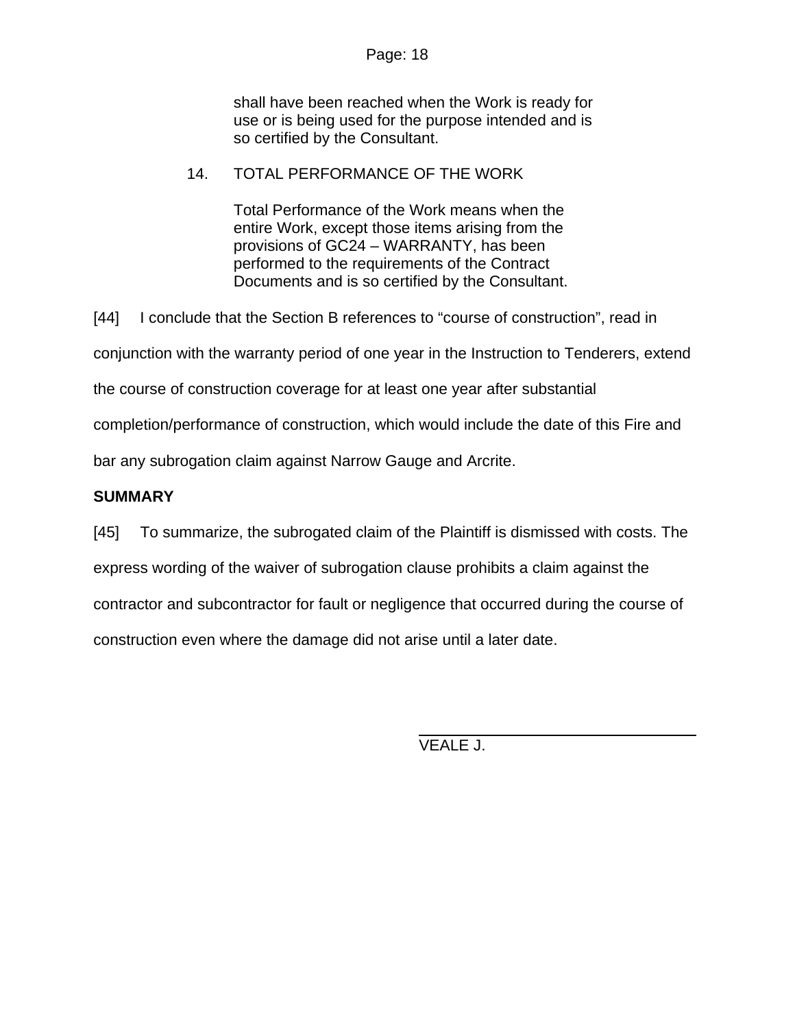> shall have been reached when the Work is ready for use or is being used for the purpose intended and is so certified by the Consultant.
>
> 14. TOTAL PERFORMANCE OF THE WORK
>
> Total Performance of the Work means when the entire Work, except those items arising from the provisions of GC24 – WARRANTY, has been performed to the requirements of the Contract Documents and is so certified by the Consultant.

[44] I conclude that the Section B references to "course of construction", read in conjunction with the warranty period of one year in the Instruction to Tenderers, extend the course of construction coverage for at least one year after substantial completion/performance of construction, which would include the date of this Fire and bar any subrogation claim against Narrow Gauge and Arcrite.

**SUMMARY**

[45] To summarize, the subrogated claim of the Plaintiff is dismissed with costs. The express wording of the waiver of subrogation clause prohibits a claim against the contractor and subcontractor for fault or negligence that occurred during the course of construction even where the damage did not arise until a later date.

VEALE J.